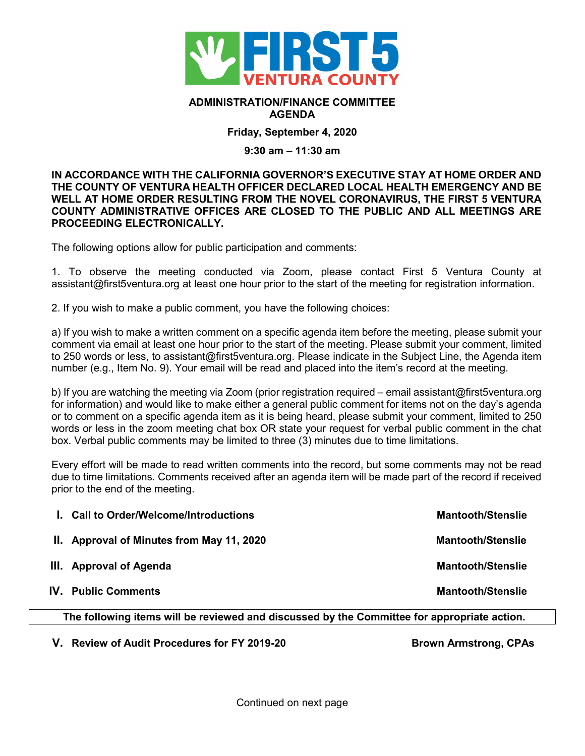# FIRST 5 VENTURA COUNTY

## ADMINISTRATION/FINANCE COMMITTEE AGENDA

**Friday, September 4, 2020**

**9:30 am – 11:30 am**

**IN ACCORDANCE WITH THE CALIFORNIA GOVERNOR'S EXECUTIVE STAY AT HOME ORDER AND THE COUNTY OF VENTURA HEALTH OFFICER DECLARED LOCAL HEALTH EMERGENCY AND BE WELL AT HOME ORDER RESULTING FROM THE NOVEL CORONAVIRUS, THE FIRST 5 VENTURA COUNTY ADMINISTRATIVE OFFICES ARE CLOSED TO THE PUBLIC AND ALL MEETINGS ARE PROCEEDING ELECTRONICALLY.**

The following options allow for public participation and comments:

1. To observe the meeting conducted via Zoom, please contact First 5 Ventura County at assistant@first5ventura.org at least one hour prior to the start of the meeting for registration information.

2. If you wish to make a public comment, you have the following choices:

a) If you wish to make a written comment on a specific agenda item before the meeting, please submit your comment via email at least one hour prior to the start of the meeting. Please submit your comment, limited to 250 words or less, to assistant@first5ventura.org. Please indicate in the Subject Line, the Agenda item number (e.g., Item No. 9). Your email will be read and placed into the item's record at the meeting.

b) If you are watching the meeting via Zoom (prior registration required – email assistant@first5ventura.org for information) and would like to make either a general public comment for items not on the day's agenda or to comment on a specific agenda item as it is being heard, please submit your comment, limited to 250 words or less in the zoom meeting chat box OR state your request for verbal public comment in the chat box. Verbal public comments may be limited to three (3) minutes due to time limitations.

Every effort will be made to read written comments into the record, but some comments may not be read due to time limitations. Comments received after an agenda item will be made part of the record if received prior to the end of the meeting.

| | | |
|---|---|---|
| **I.** | **Call to Order/Welcome/Introductions** | **Mantooth/Stenslie** |
| **II.** | **Approval of Minutes from May 11, 2020** | **Mantooth/Stenslie** |
| **III.** | **Approval of Agenda** | **Mantooth/Stenslie** |
| **IV.** | **Public Comments** | **Mantooth/Stenslie** |

**The following items will be reviewed and discussed by the Committee for appropriate action.**

| | | |
|---|---|---|
| **V.** | **Review of Audit Procedures for FY 2019-20** | **Brown Armstrong, CPAs** |

Continued on next page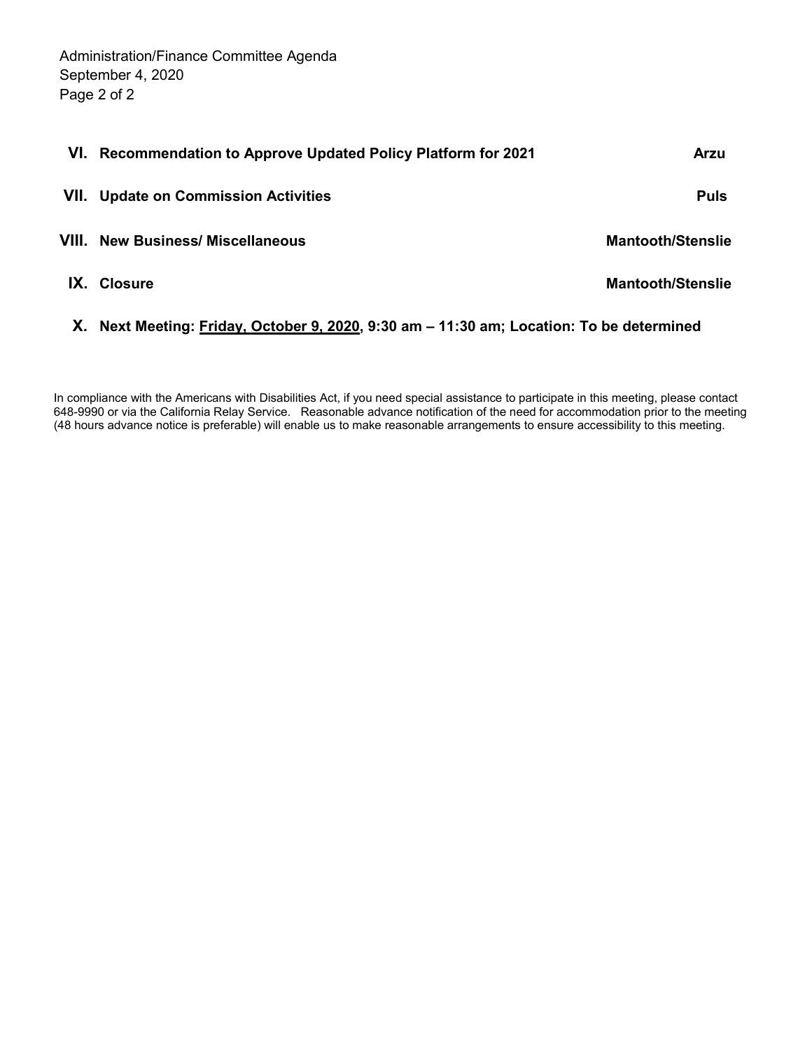**VI. Recommendation to Approve Updated Policy Platform for 2021** — **Arzu**

**VII. Update on Commission Activities** — **Puls**

**VIII. New Business/ Miscellaneous** — **Mantooth/Stenslie**

**IX. Closure** — **Mantooth/Stenslie**

**X. Next Meeting: <u>Friday, October 9, 2020</u>, 9:30 am – 11:30 am; Location: To be determined**

In compliance with the Americans with Disabilities Act, if you need special assistance to participate in this meeting, please contact 648-9990 or via the California Relay Service. Reasonable advance notification of the need for accommodation prior to the meeting (48 hours advance notice is preferable) will enable us to make reasonable arrangements to ensure accessibility to this meeting.